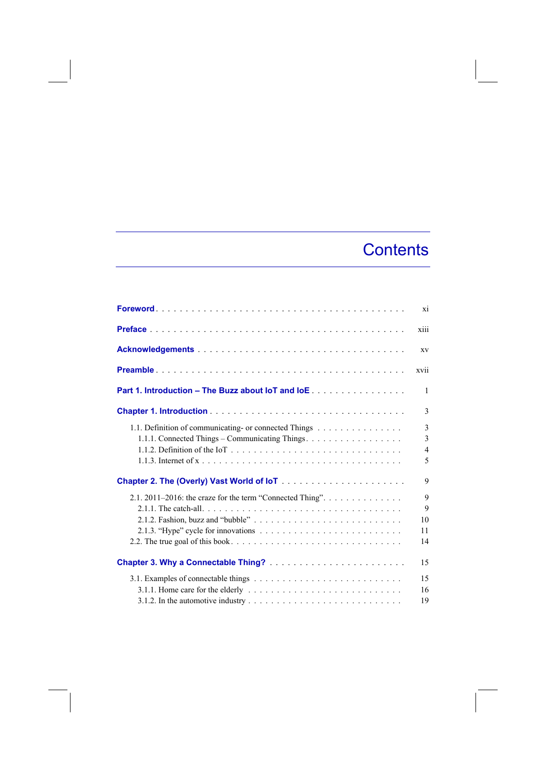# Contents

**Foreword** . . . . . . . . . . xi

**Preface** . . . . . . . . . . xiii

**Acknowledgements** . . . . . . . . . . xv

**Preamble** . . . . . . . . . . xvii

**Part 1. Introduction – The Buzz about IoT and IoE** . . . . . . . . . . 1

**Chapter 1. Introduction** . . . . . . . . . . 3

- 1.1. Definition of communicating- or connected Things . . . . . . . . . . 3
  - 1.1.1. Connected Things – Communicating Things . . . . . . . . . . 3
  - 1.1.2. Definition of the IoT . . . . . . . . . . 4
  - 1.1.3. Internet of x . . . . . . . . . . 5

**Chapter 2. The (Overly) Vast World of IoT** . . . . . . . . . . 9

- 2.1. 2011–2016: the craze for the term “Connected Thing” . . . . . . . . . . 9
  - 2.1.1. The catch-all . . . . . . . . . . 9
  - 2.1.2. Fashion, buzz and “bubble” . . . . . . . . . . 10
  - 2.1.3. “Hype” cycle for innovations . . . . . . . . . . 11
- 2.2. The true goal of this book . . . . . . . . . . 14

**Chapter 3. Why a Connectable Thing?** . . . . . . . . . . 15

- 3.1. Examples of connectable things . . . . . . . . . . 15
  - 3.1.1. Home care for the elderly . . . . . . . . . . 16
  - 3.1.2. In the automotive industry . . . . . . . . . . 19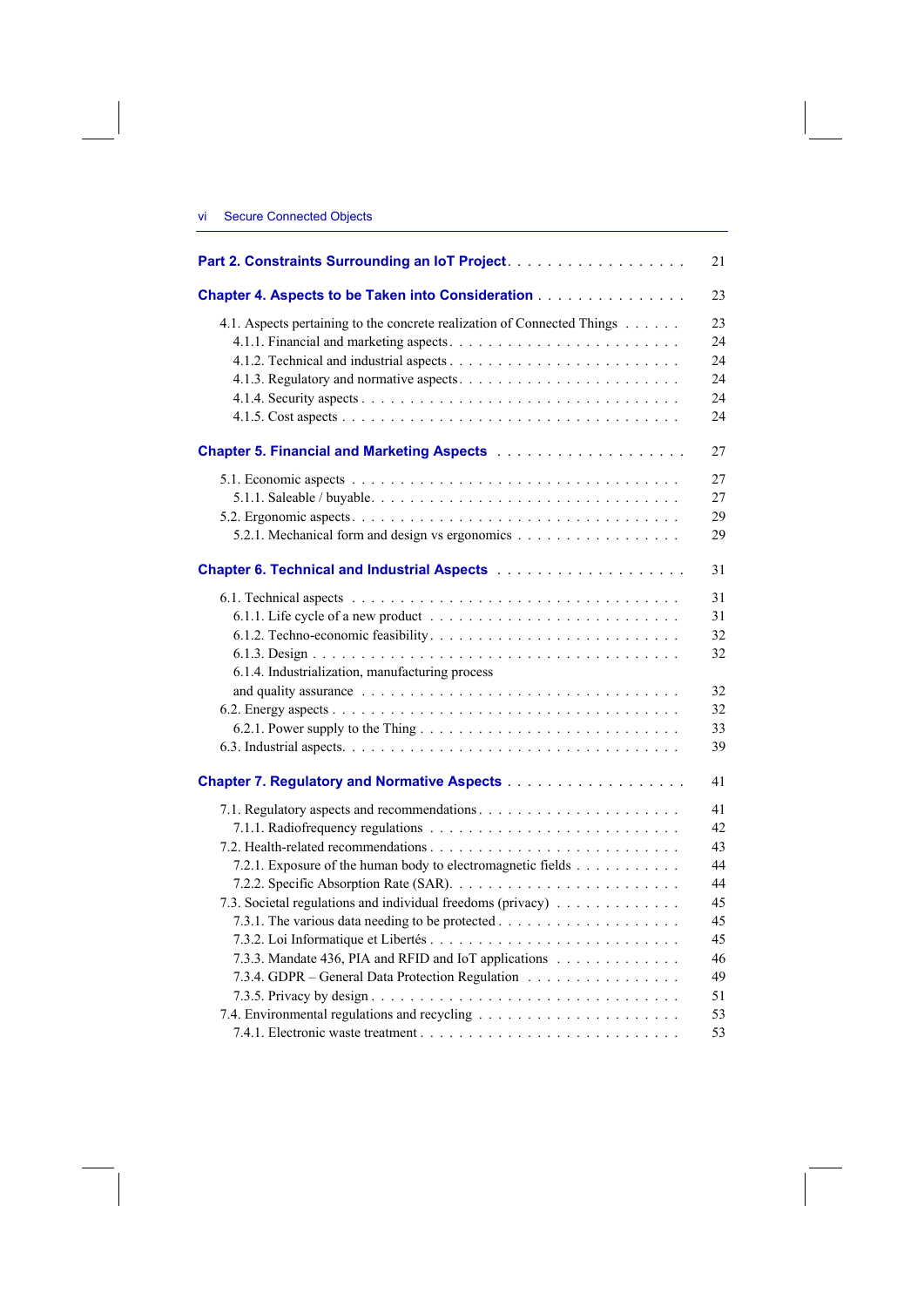**Part 2. Constraints Surrounding an IoT Project** . . . . . . . . . . . . . . . . . . 21

**Chapter 4. Aspects to be Taken into Consideration** . . . . . . . . . . . . . . . 23

4.1. Aspects pertaining to the concrete realization of Connected Things . . . . . . 23
4.1.1. Financial and marketing aspects . . . . . . . . . . . . . . . . . . . . . . . . 24
4.1.2. Technical and industrial aspects . . . . . . . . . . . . . . . . . . . . . . . . 24
4.1.3. Regulatory and normative aspects . . . . . . . . . . . . . . . . . . . . . . . 24
4.1.4. Security aspects . . . . . . . . . . . . . . . . . . . . . . . . . . . . . . . . . 24
4.1.5. Cost aspects . . . . . . . . . . . . . . . . . . . . . . . . . . . . . . . . . . . 24

**Chapter 5. Financial and Marketing Aspects** . . . . . . . . . . . . . . . . . . . 27

5.1. Economic aspects . . . . . . . . . . . . . . . . . . . . . . . . . . . . . . . . . 27
5.1.1. Saleable / buyable . . . . . . . . . . . . . . . . . . . . . . . . . . . . . . . 27
5.2. Ergonomic aspects . . . . . . . . . . . . . . . . . . . . . . . . . . . . . . . . 29
5.2.1. Mechanical form and design vs ergonomics . . . . . . . . . . . . . . . . . 29

**Chapter 6. Technical and Industrial Aspects** . . . . . . . . . . . . . . . . . . . 31

6.1. Technical aspects . . . . . . . . . . . . . . . . . . . . . . . . . . . . . . . . . 31
6.1.1. Life cycle of a new product . . . . . . . . . . . . . . . . . . . . . . . . . . 31
6.1.2. Techno-economic feasibility . . . . . . . . . . . . . . . . . . . . . . . . . 32
6.1.3. Design . . . . . . . . . . . . . . . . . . . . . . . . . . . . . . . . . . . . . 32
6.1.4. Industrialization, manufacturing process and quality assurance . . . . . . . . . . . . . . . . . . . . . . . . . . . . . 32
6.2. Energy aspects . . . . . . . . . . . . . . . . . . . . . . . . . . . . . . . . . . 32
6.2.1. Power supply to the Thing . . . . . . . . . . . . . . . . . . . . . . . . . . 33
6.3. Industrial aspects. . . . . . . . . . . . . . . . . . . . . . . . . . . . . . . . . 39

**Chapter 7. Regulatory and Normative Aspects** . . . . . . . . . . . . . . . . . . 41

7.1. Regulatory aspects and recommendations . . . . . . . . . . . . . . . . . . . . 41
7.1.1. Radiofrequency regulations . . . . . . . . . . . . . . . . . . . . . . . . . . 42
7.2. Health-related recommendations . . . . . . . . . . . . . . . . . . . . . . . . . 43
7.2.1. Exposure of the human body to electromagnetic fields . . . . . . . . . . . 44
7.2.2. Specific Absorption Rate (SAR). . . . . . . . . . . . . . . . . . . . . . . . 44
7.3. Societal regulations and individual freedoms (privacy) . . . . . . . . . . . . . 45
7.3.1. The various data needing to be protected . . . . . . . . . . . . . . . . . . 45
7.3.2. Loi Informatique et Libertés . . . . . . . . . . . . . . . . . . . . . . . . . 45
7.3.3. Mandate 436, PIA and RFID and IoT applications . . . . . . . . . . . . . 46
7.3.4. GDPR – General Data Protection Regulation . . . . . . . . . . . . . . . . 49
7.3.5. Privacy by design . . . . . . . . . . . . . . . . . . . . . . . . . . . . . . . . 51
7.4. Environmental regulations and recycling . . . . . . . . . . . . . . . . . . . . 53
7.4.1. Electronic waste treatment . . . . . . . . . . . . . . . . . . . . . . . . . . 53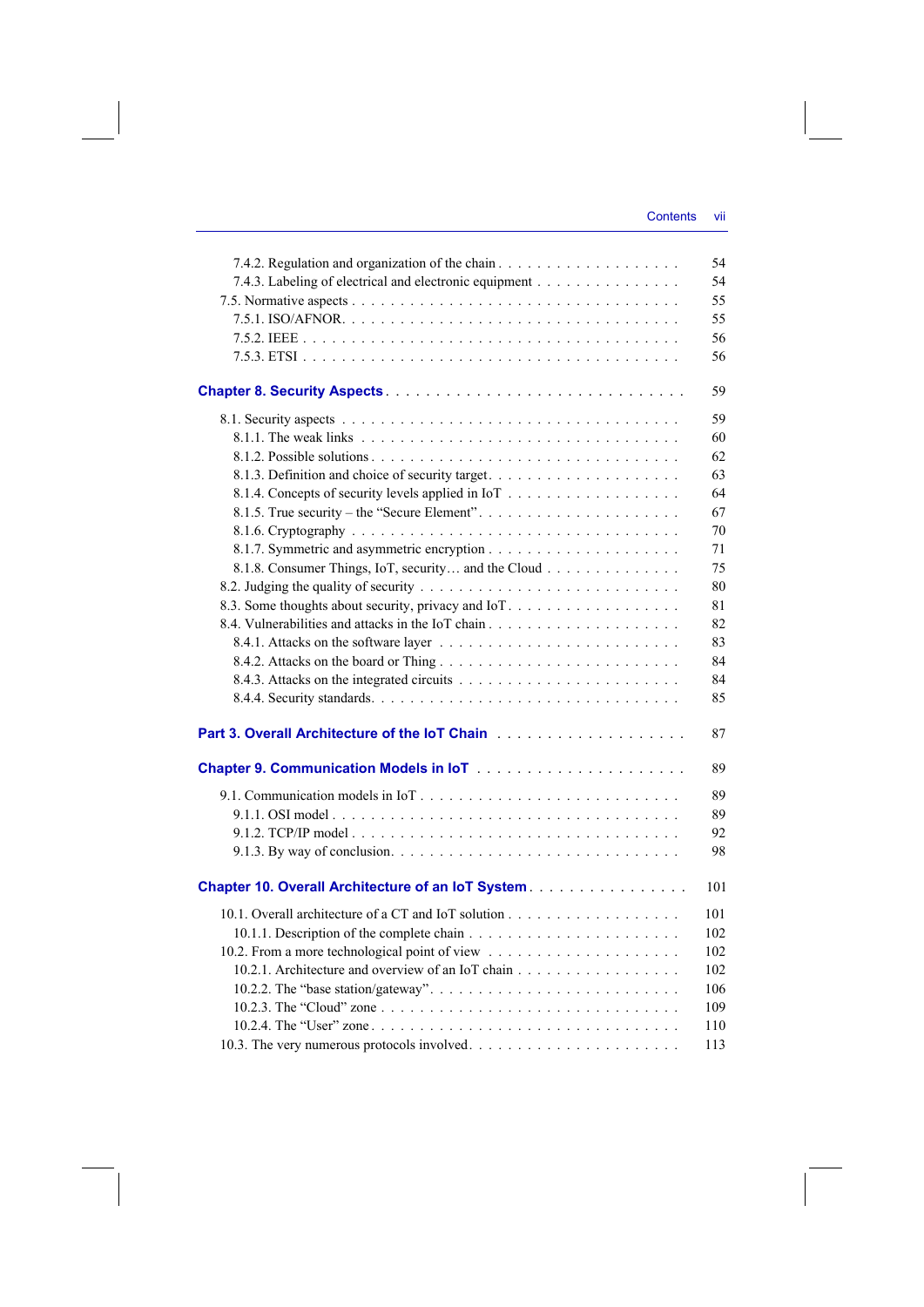7.4.2. Regulation and organization of the chain . . . . . . . . . . . . . . . . . . . 54
7.4.3. Labeling of electrical and electronic equipment . . . . . . . . . . . . . . 54
7.5. Normative aspects . . . . . . . . . . . . . . . . . . . . . . . . . . . . . . . . 55
7.5.1. ISO/AFNOR. . . . . . . . . . . . . . . . . . . . . . . . . . . . . . . . . 55
7.5.2. IEEE . . . . . . . . . . . . . . . . . . . . . . . . . . . . . . . . . . . . 56
7.5.3. ETSI . . . . . . . . . . . . . . . . . . . . . . . . . . . . . . . . . . . . 56

**Chapter 8. Security Aspects** . . . . . . . . . . . . . . . . . . . . . . . . . . 59

8.1. Security aspects . . . . . . . . . . . . . . . . . . . . . . . . . . . . . . . 59
8.1.1. The weak links . . . . . . . . . . . . . . . . . . . . . . . . . . . . . . . 60
8.1.2. Possible solutions . . . . . . . . . . . . . . . . . . . . . . . . . . . . . 62
8.1.3. Definition and choice of security target. . . . . . . . . . . . . . . . . . 63
8.1.4. Concepts of security levels applied in IoT . . . . . . . . . . . . . . . . 64
8.1.5. True security – the “Secure Element”. . . . . . . . . . . . . . . . . . . 67
8.1.6. Cryptography . . . . . . . . . . . . . . . . . . . . . . . . . . . . . . . . 70
8.1.7. Symmetric and asymmetric encryption . . . . . . . . . . . . . . . . . . 71
8.1.8. Consumer Things, IoT, security… and the Cloud . . . . . . . . . . . . . 75
8.2. Judging the quality of security . . . . . . . . . . . . . . . . . . . . . . . . 80
8.3. Some thoughts about security, privacy and IoT . . . . . . . . . . . . . . . . 81
8.4. Vulnerabilities and attacks in the IoT chain . . . . . . . . . . . . . . . . . 82
8.4.1. Attacks on the software layer . . . . . . . . . . . . . . . . . . . . . . . 83
8.4.2. Attacks on the board or Thing . . . . . . . . . . . . . . . . . . . . . . . 84
8.4.3. Attacks on the integrated circuits . . . . . . . . . . . . . . . . . . . . . 84
8.4.4. Security standards. . . . . . . . . . . . . . . . . . . . . . . . . . . . . . 85

**Part 3. Overall Architecture of the IoT Chain** . . . . . . . . . . . . . . . . . 87

**Chapter 9. Communication Models in IoT** . . . . . . . . . . . . . . . . . . . . 89

9.1. Communication models in IoT . . . . . . . . . . . . . . . . . . . . . . . . . 89
9.1.1. OSI model . . . . . . . . . . . . . . . . . . . . . . . . . . . . . . . . . . 89
9.1.2. TCP/IP model . . . . . . . . . . . . . . . . . . . . . . . . . . . . . . . . 92
9.1.3. By way of conclusion. . . . . . . . . . . . . . . . . . . . . . . . . . . . . 98

**Chapter 10. Overall Architecture of an IoT System** . . . . . . . . . . . . . . . 101

10.1. Overall architecture of a CT and IoT solution . . . . . . . . . . . . . . . 101
10.1.1. Description of the complete chain . . . . . . . . . . . . . . . . . . . . 102
10.2. From a more technological point of view . . . . . . . . . . . . . . . . . . 102
10.2.1. Architecture and overview of an IoT chain . . . . . . . . . . . . . . . . 102
10.2.2. The “base station/gateway”. . . . . . . . . . . . . . . . . . . . . . . . . 106
10.2.3. The “Cloud” zone . . . . . . . . . . . . . . . . . . . . . . . . . . . . . . 109
10.2.4. The “User” zone . . . . . . . . . . . . . . . . . . . . . . . . . . . . . . . 110
10.3. The very numerous protocols involved. . . . . . . . . . . . . . . . . . . . . 113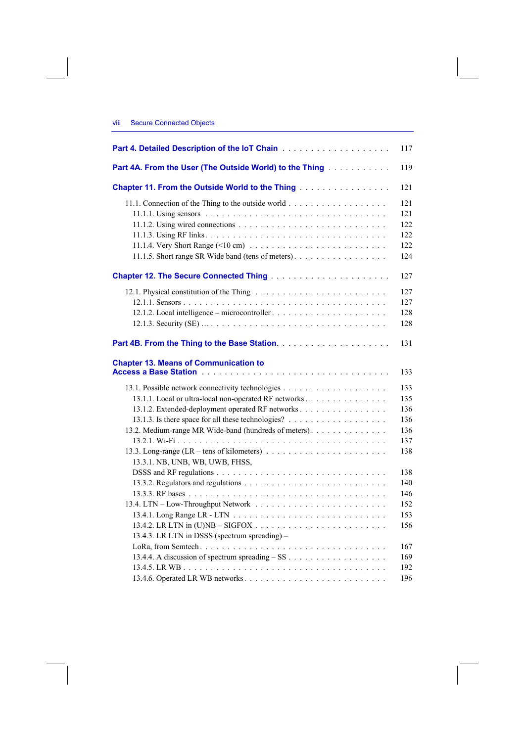Part 4. Detailed Description of the IoT Chain . . . . . . . . . . . . . . . . . . . 117

Part 4A. From the User (The Outside World) to the Thing . . . . . . . . . . . 119

Chapter 11. From the Outside World to the Thing . . . . . . . . . . . . . . . . 121

11.1. Connection of the Thing to the outside world . . . . . . . . . . . . . . . . . 121
11.1.1. Using sensors . . . . . . . . . . . . . . . . . . . . . . . . . . . . . . 121
11.1.2. Using wired connections . . . . . . . . . . . . . . . . . . . . . . . . 122
11.1.3. Using RF links . . . . . . . . . . . . . . . . . . . . . . . . . . . . . 122
11.1.4. Very Short Range (<10 cm) . . . . . . . . . . . . . . . . . . . . . . . 122
11.1.5. Short range SR Wide band (tens of meters) . . . . . . . . . . . . . . . . 124

Chapter 12. The Secure Connected Thing . . . . . . . . . . . . . . . . . . . . 127

12.1. Physical constitution of the Thing . . . . . . . . . . . . . . . . . . . . . . 127
12.1.1. Sensors . . . . . . . . . . . . . . . . . . . . . . . . . . . . . . . . . 127
12.1.2. Local intelligence – microcontroller . . . . . . . . . . . . . . . . . . . 128
12.1.3. Security (SE) … . . . . . . . . . . . . . . . . . . . . . . . . . . . . . 128

Part 4B. From the Thing to the Base Station. . . . . . . . . . . . . . . . . . . . 131

Chapter 13. Means of Communication to Access a Base Station . . . . . . . . . . 133

13.1. Possible network connectivity technologies . . . . . . . . . . . . . . . . . . 133
13.1.1. Local or ultra-local non-operated RF networks . . . . . . . . . . . . . . 135
13.1.2. Extended-deployment operated RF networks . . . . . . . . . . . . . . . . 136
13.1.3. Is there space for all these technologies? . . . . . . . . . . . . . . . . . 136
13.2. Medium-range MR Wide-band (hundreds of meters) . . . . . . . . . . . . . . 136
13.2.1. Wi-Fi . . . . . . . . . . . . . . . . . . . . . . . . . . . . . . . . . . 137
13.3. Long-range (LR – tens of kilometers) . . . . . . . . . . . . . . . . . . . . 138
13.3.1. NB, UNB, WB, UWB, FHSS, DSSS and RF regulations . . . . . . . . . . 138
13.3.2. Regulators and regulations . . . . . . . . . . . . . . . . . . . . . . . . 140
13.3.3. RF bases . . . . . . . . . . . . . . . . . . . . . . . . . . . . . . . . . 146
13.4. LTN – Low-Throughput Network . . . . . . . . . . . . . . . . . . . . . . . 152
13.4.1. Long Range LR - LTN . . . . . . . . . . . . . . . . . . . . . . . . . . 153
13.4.2. LR LTN in (U)NB – SIGFOX . . . . . . . . . . . . . . . . . . . . . . . 156
13.4.3. LR LTN in DSSS (spectrum spreading) – LoRa, from Semtech. . . . . . . 167
13.4.4. A discussion of spectrum spreading – SS . . . . . . . . . . . . . . . . . 169
13.4.5. LR WB . . . . . . . . . . . . . . . . . . . . . . . . . . . . . . . . . . 192
13.4.6. Operated LR WB networks . . . . . . . . . . . . . . . . . . . . . . . . 196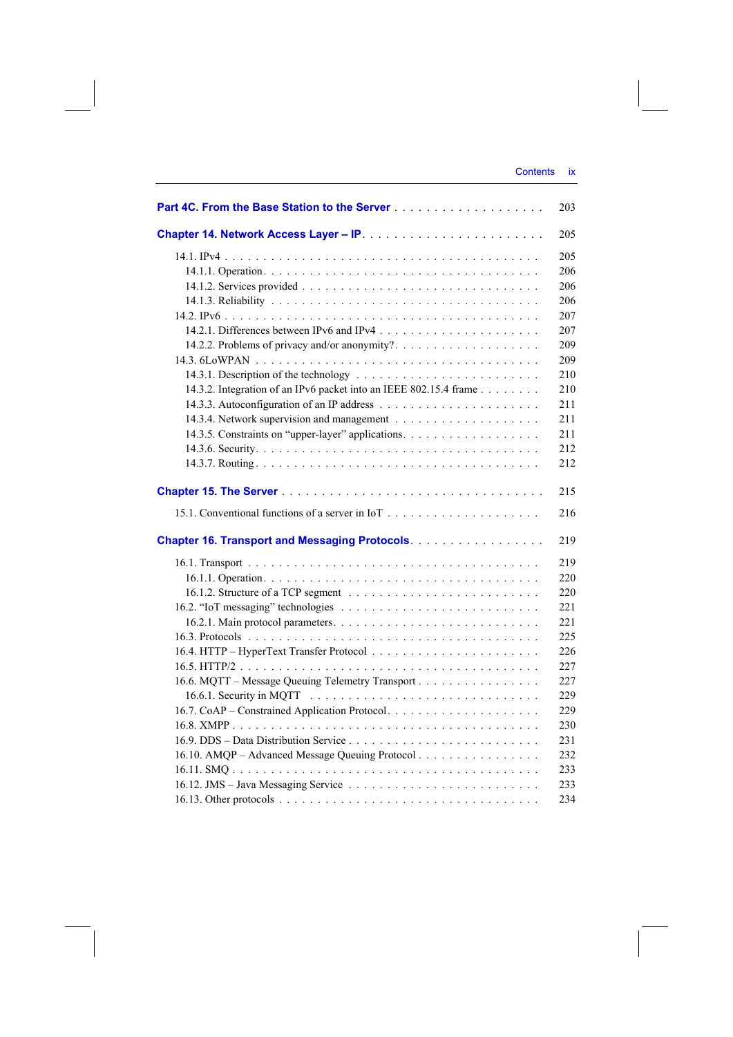**Part 4C. From the Base Station to the Server** . . . . . . . . . . . . . . . . . . . 203

**Chapter 14. Network Access Layer – IP** . . . . . . . . . . . . . . . . . . . . . . 205

14.1. IPv4 . . . . . . . . . . . . . . . . . . . . . . . . . . . . . . . . . . . . . . 205
14.1.1. Operation . . . . . . . . . . . . . . . . . . . . . . . . . . . . . . . . . . . 206
14.1.2. Services provided . . . . . . . . . . . . . . . . . . . . . . . . . . . . . . . 206
14.1.3. Reliability . . . . . . . . . . . . . . . . . . . . . . . . . . . . . . . . . . 206
14.2. IPv6 . . . . . . . . . . . . . . . . . . . . . . . . . . . . . . . . . . . . . . 207
14.2.1. Differences between IPv6 and IPv4 . . . . . . . . . . . . . . . . . . . . . 207
14.2.2. Problems of privacy and/or anonymity? . . . . . . . . . . . . . . . . . . . 209
14.3. 6LoWPAN . . . . . . . . . . . . . . . . . . . . . . . . . . . . . . . . . . . 209
14.3.1. Description of the technology . . . . . . . . . . . . . . . . . . . . . . . . 210
14.3.2. Integration of an IPv6 packet into an IEEE 802.15.4 frame . . . . . . . . 210
14.3.3. Autoconfiguration of an IP address . . . . . . . . . . . . . . . . . . . . . 211
14.3.4. Network supervision and management . . . . . . . . . . . . . . . . . . . 211
14.3.5. Constraints on “upper-layer” applications . . . . . . . . . . . . . . . . . . 211
14.3.6. Security . . . . . . . . . . . . . . . . . . . . . . . . . . . . . . . . . . . 212
14.3.7. Routing . . . . . . . . . . . . . . . . . . . . . . . . . . . . . . . . . . . . 212

**Chapter 15. The Server** . . . . . . . . . . . . . . . . . . . . . . . . . . . . . . 215

15.1. Conventional functions of a server in IoT . . . . . . . . . . . . . . . . . . . 216

**Chapter 16. Transport and Messaging Protocols** . . . . . . . . . . . . . . . . . 219

16.1. Transport . . . . . . . . . . . . . . . . . . . . . . . . . . . . . . . . . . . . 219
16.1.1. Operation . . . . . . . . . . . . . . . . . . . . . . . . . . . . . . . . . . . 220
16.1.2. Structure of a TCP segment . . . . . . . . . . . . . . . . . . . . . . . . . 220
16.2. “IoT messaging” technologies . . . . . . . . . . . . . . . . . . . . . . . . . 221
16.2.1. Main protocol parameters . . . . . . . . . . . . . . . . . . . . . . . . . . 221
16.3. Protocols . . . . . . . . . . . . . . . . . . . . . . . . . . . . . . . . . . . . 225
16.4. HTTP – HyperText Transfer Protocol . . . . . . . . . . . . . . . . . . . . . 226
16.5. HTTP/2 . . . . . . . . . . . . . . . . . . . . . . . . . . . . . . . . . . . . . 227
16.6. MQTT – Message Queuing Telemetry Transport . . . . . . . . . . . . . . . 227
16.6.1. Security in MQTT . . . . . . . . . . . . . . . . . . . . . . . . . . . . . . 229
16.7. CoAP – Constrained Application Protocol . . . . . . . . . . . . . . . . . . . 229
16.8. XMPP . . . . . . . . . . . . . . . . . . . . . . . . . . . . . . . . . . . . . . 230
16.9. DDS – Data Distribution Service . . . . . . . . . . . . . . . . . . . . . . . . 231
16.10. AMQP – Advanced Message Queuing Protocol . . . . . . . . . . . . . . . . 232
16.11. SMQ . . . . . . . . . . . . . . . . . . . . . . . . . . . . . . . . . . . . . . 233
16.12. JMS – Java Messaging Service . . . . . . . . . . . . . . . . . . . . . . . . 233
16.13. Other protocols . . . . . . . . . . . . . . . . . . . . . . . . . . . . . . . . . 234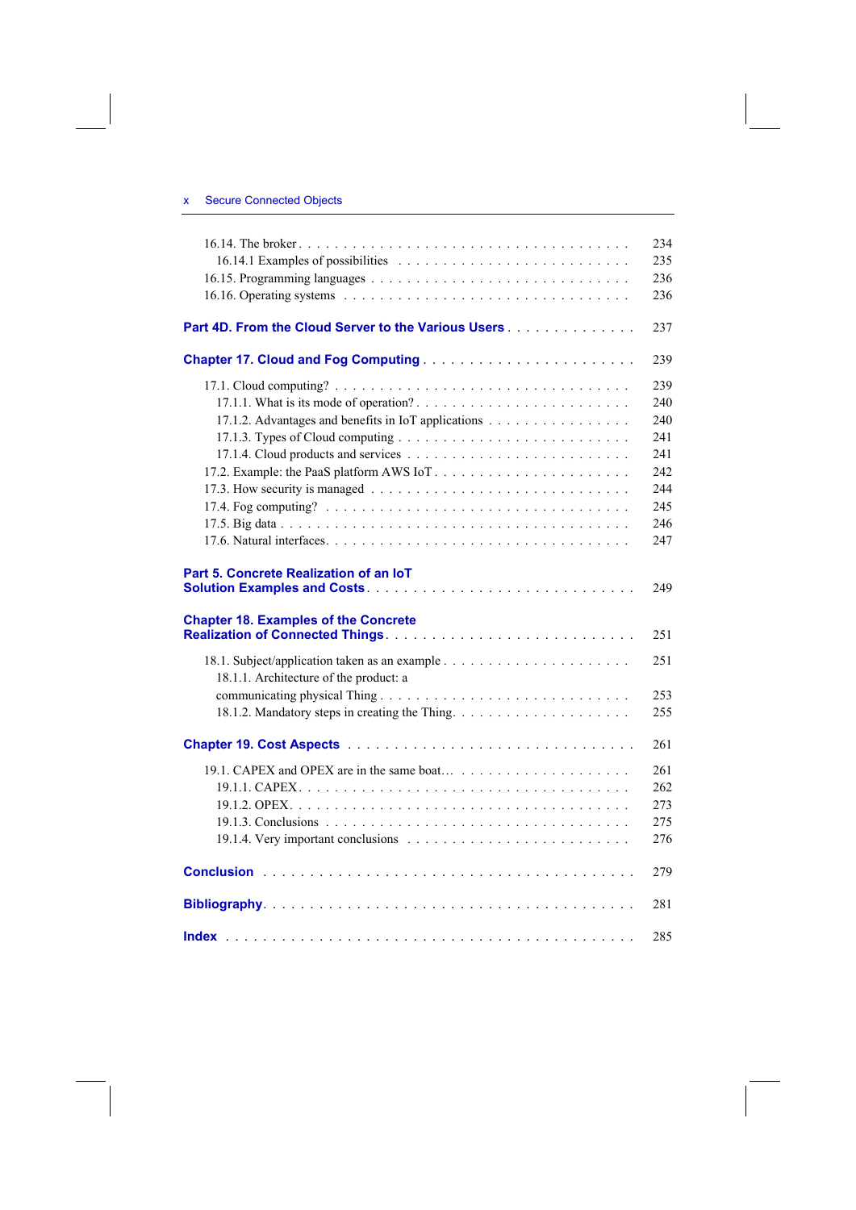16.14. The broker . . . . . . . . . . . . . . . . . . . . . . . . . . . . . . . . . . . 234
16.14.1 Examples of possibilities . . . . . . . . . . . . . . . . . . . . . . . . . 235
16.15. Programming languages . . . . . . . . . . . . . . . . . . . . . . . . . . . 236
16.16. Operating systems . . . . . . . . . . . . . . . . . . . . . . . . . . . . . . . 236

**Part 4D. From the Cloud Server to the Various Users** . . . . . . . . . . . . . 237

**Chapter 17. Cloud and Fog Computing** . . . . . . . . . . . . . . . . . . . . . . 239

17.1. Cloud computing? . . . . . . . . . . . . . . . . . . . . . . . . . . . . . . . 239
17.1.1. What is its mode of operation? . . . . . . . . . . . . . . . . . . . . . . 240
17.1.2. Advantages and benefits in IoT applications . . . . . . . . . . . . . . . 240
17.1.3. Types of Cloud computing . . . . . . . . . . . . . . . . . . . . . . . . . 241
17.1.4. Cloud products and services . . . . . . . . . . . . . . . . . . . . . . . . 241
17.2. Example: the PaaS platform AWS IoT . . . . . . . . . . . . . . . . . . . . 242
17.3. How security is managed . . . . . . . . . . . . . . . . . . . . . . . . . . . 244
17.4. Fog computing? . . . . . . . . . . . . . . . . . . . . . . . . . . . . . . . . 245
17.5. Big data . . . . . . . . . . . . . . . . . . . . . . . . . . . . . . . . . . . . 246
17.6. Natural interfaces. . . . . . . . . . . . . . . . . . . . . . . . . . . . . . . . 247

**Part 5. Concrete Realization of an IoT Solution Examples and Costs** . . . . . . . . . . . . . . . . . . . . . . . . . . 249

**Chapter 18. Examples of the Concrete Realization of Connected Things** . . . . . . . . . . . . . . . . . . . . . . . . . . 251

18.1. Subject/application taken as an example . . . . . . . . . . . . . . . . . . . 251
18.1.1. Architecture of the product: a communicating physical Thing . . . . . . . . . . . . . . . . . . . . . . . . . . 253
18.1.2. Mandatory steps in creating the Thing. . . . . . . . . . . . . . . . . . . . 255

**Chapter 19. Cost Aspects** . . . . . . . . . . . . . . . . . . . . . . . . . . . . . 261

19.1. CAPEX and OPEX are in the same boat… . . . . . . . . . . . . . . . . . . . 261
19.1.1. CAPEX. . . . . . . . . . . . . . . . . . . . . . . . . . . . . . . . . . . . 262
19.1.2. OPEX. . . . . . . . . . . . . . . . . . . . . . . . . . . . . . . . . . . . . 273
19.1.3. Conclusions . . . . . . . . . . . . . . . . . . . . . . . . . . . . . . . . . 275
19.1.4. Very important conclusions . . . . . . . . . . . . . . . . . . . . . . . . . 276

**Conclusion** . . . . . . . . . . . . . . . . . . . . . . . . . . . . . . . . . . . . 279

**Bibliography**. . . . . . . . . . . . . . . . . . . . . . . . . . . . . . . . . . . . 281

**Index** . . . . . . . . . . . . . . . . . . . . . . . . . . . . . . . . . . . . . . . 285